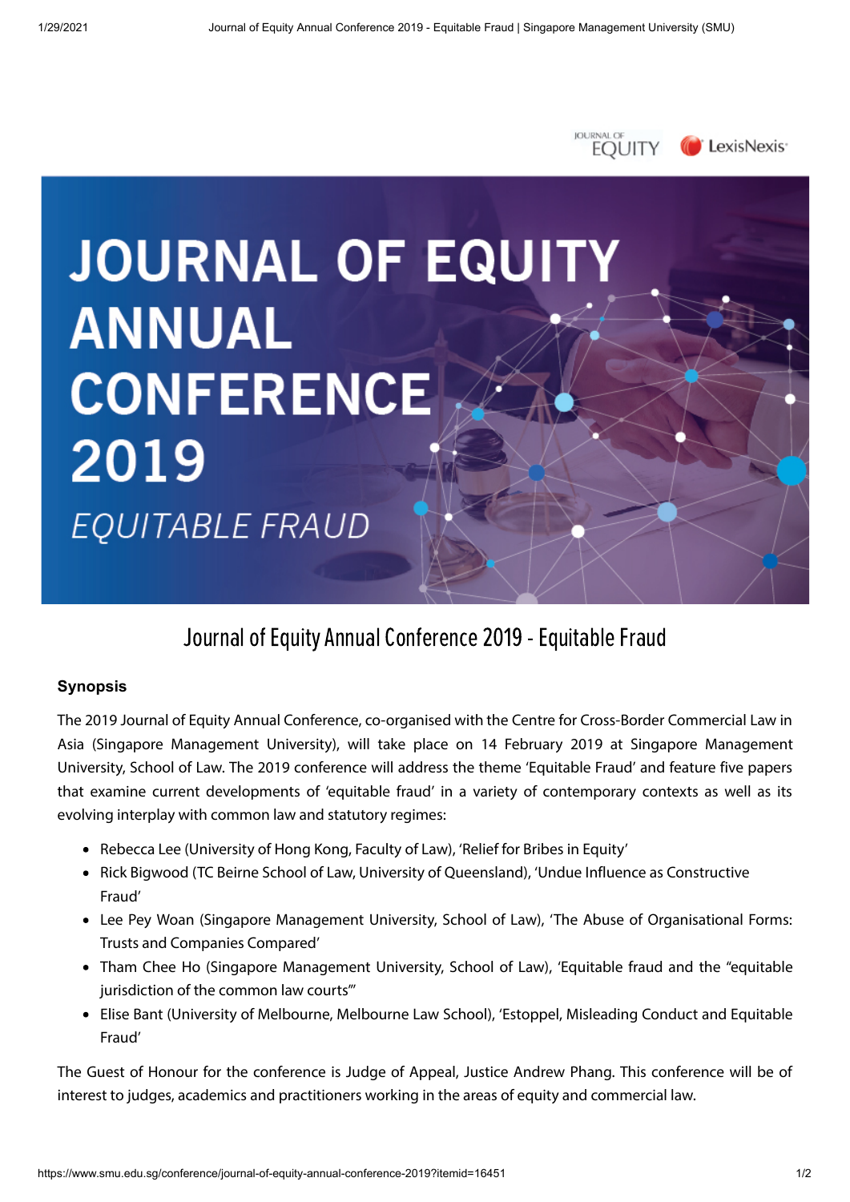# Journal of Equity Annual Conference 2019 - Equitable Fraud

### Synopsis

The 2019 Journal of Equity Annual Conference, co-organised with the Centre for Cross-Border Commercial Law in Asia (Singapore Management University), will take place on 14 February 2019 at Singapore Management University, School of Law. The 2019 conference will address the theme 'Equitable Fraud' and feature five papers that examine current developments of 'equitable fraud' in a variety of contemporary contexts as well as its evolving interplay with common law and statutory regimes:

- Rebecca Lee (University of Hong Kong, Faculty of Law), 'Relief for Bribes in Equity'
- Rick Bigwood (TC Beirne School of Law, University of Queensland), 'Undue Influence as Constructive Fraud'
- Lee Pey Woan (Singapore Management University, School of Law), 'The Abuse of Organisational Forms: Trusts and Companies Compared'
- Tham Chee Ho (Singapore Management University, School of Law), 'Equitable fraud and the "equitable jurisdiction of the common law courts"'
- Elise Bant (University of Melbourne, Melbourne Law School), 'Estoppel, Misleading Conduct and Equitable Fraud'

The Guest of Honour for the conference is Judge of Appeal, Justice Andrew Phang. This conference will be of interest to judges, academics and practitioners working in the areas of equity and commercial law.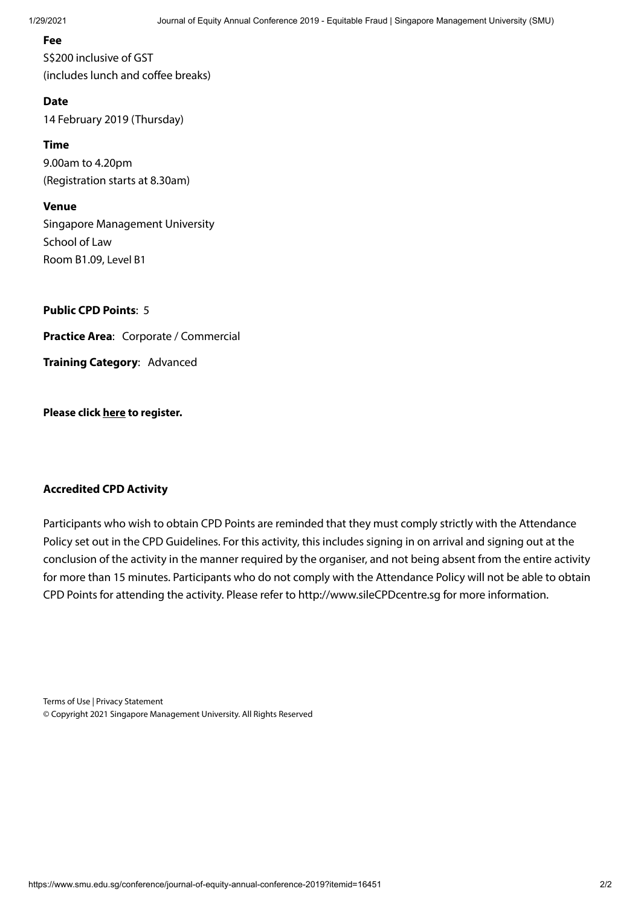**Fee**

S$200 inclusive of GST
(includes lunch and coffee breaks)

**Date**

14 February 2019 (Thursday)

**Time**

9.00am to 4.20pm
(Registration starts at 8.30am)

**Venue**

Singapore Management University
School of Law
Room B1.09, Level B1

**Public CPD Points**: 5

**Practice Area**: Corporate / Commercial

**Training Category**: Advanced

**Please click here to register.**

**Accredited CPD Activity**

Participants who wish to obtain CPD Points are reminded that they must comply strictly with the Attendance Policy set out in the CPD Guidelines. For this activity, this includes signing in on arrival and signing out at the conclusion of the activity in the manner required by the organiser, and not being absent from the entire activity for more than 15 minutes. Participants who do not comply with the Attendance Policy will not be able to obtain CPD Points for attending the activity. Please refer to http://www.sileCPDcentre.sg for more information.

Terms of Use | Privacy Statement
© Copyright 2021 Singapore Management University. All Rights Reserved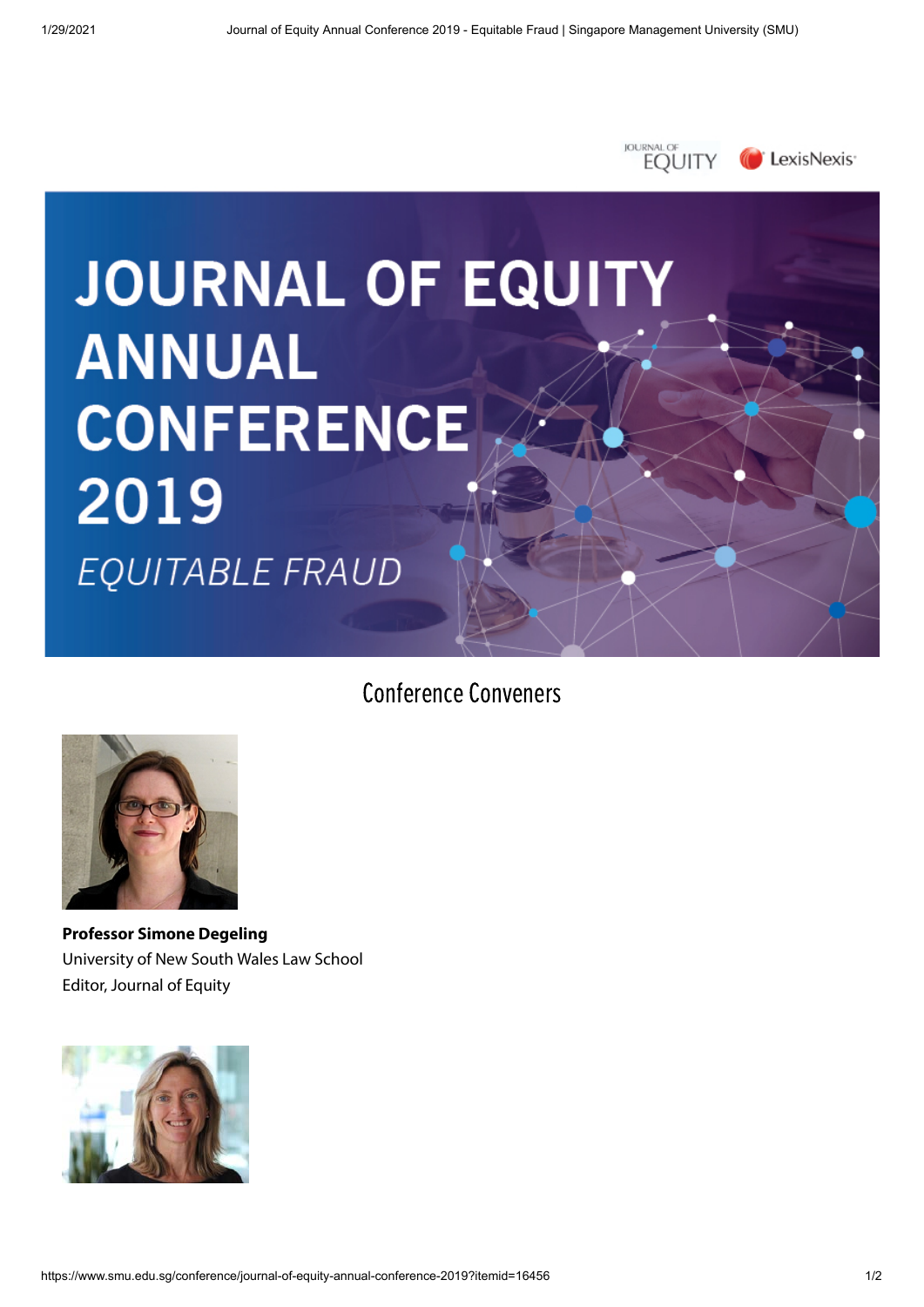# JOURNAL OF EQUITY ANNUAL CONFERENCE 2019

*EQUITABLE FRAUD*

## Conference Conveners

**Professor Simone Degeling**
University of New South Wales Law School
Editor, Journal of Equity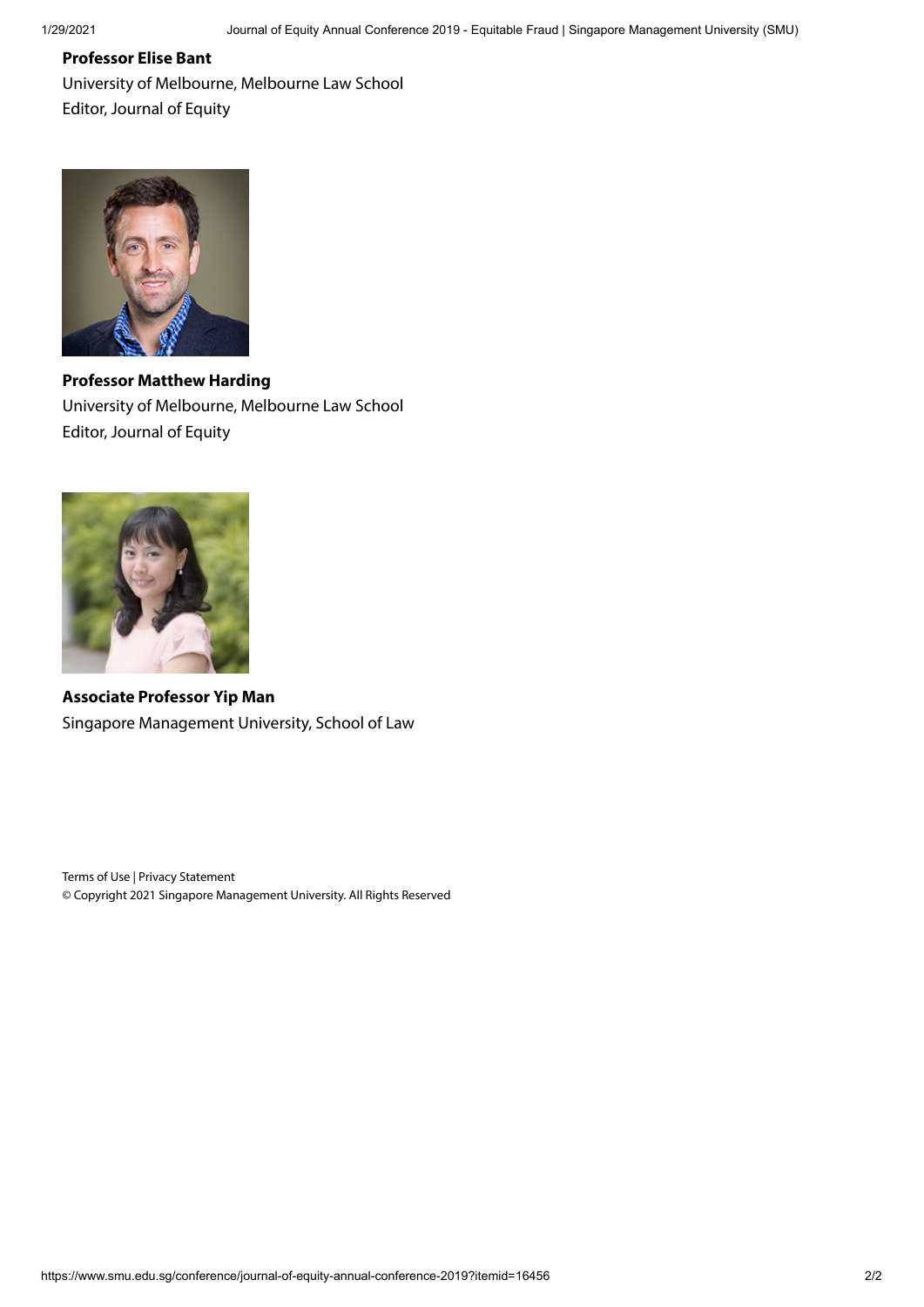**Professor Elise Bant**

University of Melbourne, Melbourne Law School

Editor, Journal of Equity

**Professor Matthew Harding**

University of Melbourne, Melbourne Law School

Editor, Journal of Equity

**Associate Professor Yip Man**

Singapore Management University, School of Law

Terms of Use | Privacy Statement

© Copyright 2021 Singapore Management University. All Rights Reserved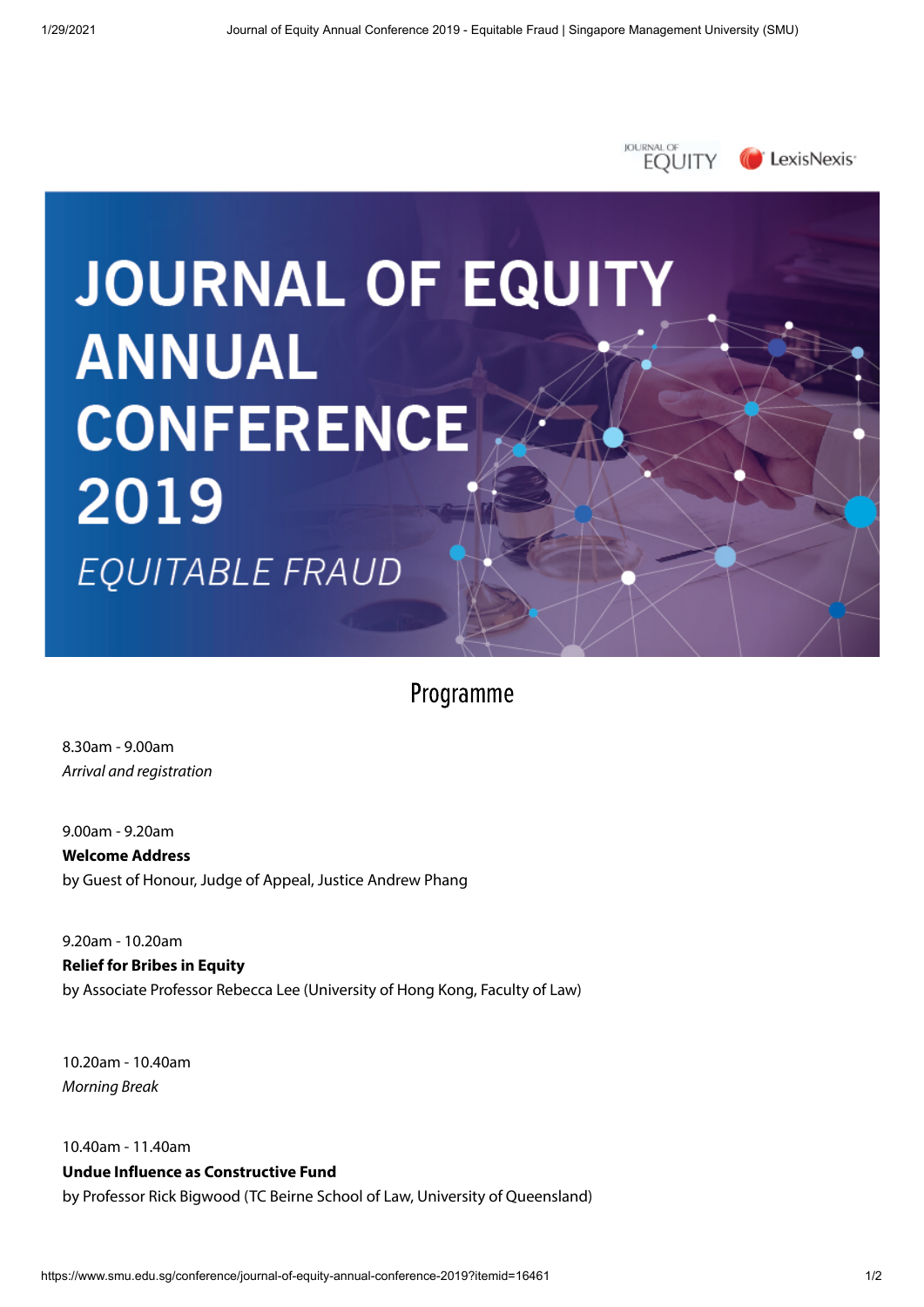JOURNAL OF EQUITY LexisNexis

# JOURNAL OF EQUITY ANNUAL CONFERENCE 2019

*EQUITABLE FRAUD*

## Programme

8.30am - 9.00am
*Arrival and registration*

9.00am - 9.20am
**Welcome Address**
by Guest of Honour, Judge of Appeal, Justice Andrew Phang

9.20am - 10.20am
**Relief for Bribes in Equity**
by Associate Professor Rebecca Lee (University of Hong Kong, Faculty of Law)

10.20am - 10.40am
*Morning Break*

10.40am - 11.40am
**Undue Influence as Constructive Fund**
by Professor Rick Bigwood (TC Beirne School of Law, University of Queensland)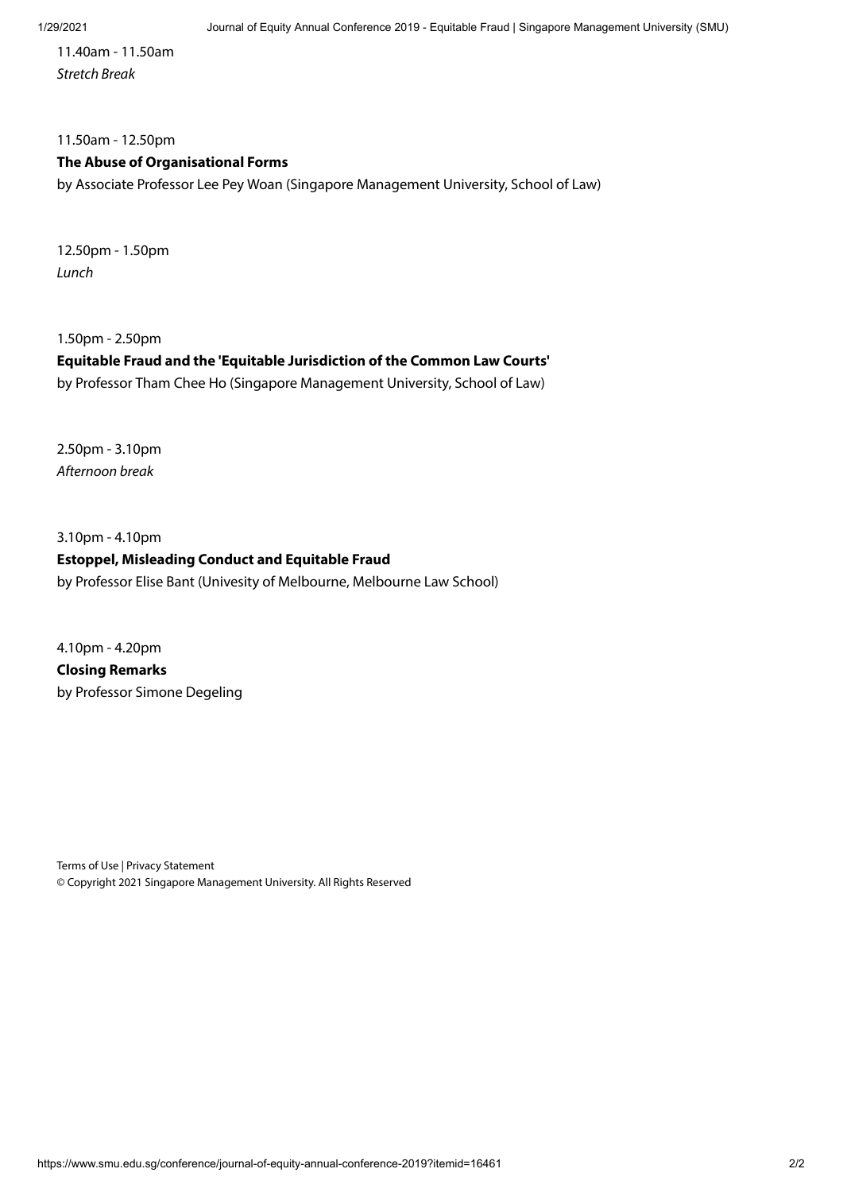11.40am - 11.50am
*Stretch Break*

11.50am - 12.50pm
**The Abuse of Organisational Forms**
by Associate Professor Lee Pey Woan (Singapore Management University, School of Law)

12.50pm - 1.50pm
*Lunch*

1.50pm - 2.50pm
**Equitable Fraud and the 'Equitable Jurisdiction of the Common Law Courts'**
by Professor Tham Chee Ho (Singapore Management University, School of Law)

2.50pm - 3.10pm
*Afternoon break*

3.10pm - 4.10pm
**Estoppel, Misleading Conduct and Equitable Fraud**
by Professor Elise Bant (Univesity of Melbourne, Melbourne Law School)

4.10pm - 4.20pm
**Closing Remarks**
by Professor Simone Degeling

Terms of Use | Privacy Statement
© Copyright 2021 Singapore Management University. All Rights Reserved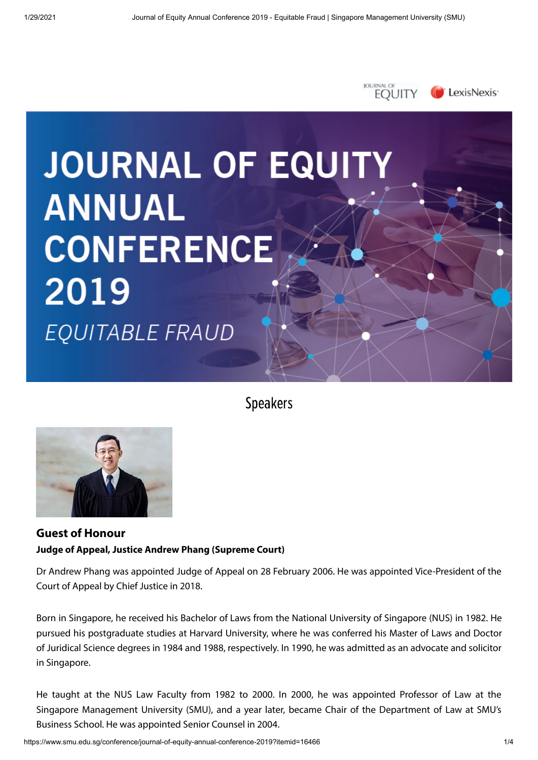# JOURNAL OF EQUITY ANNUAL CONFERENCE 2019

*EQUITABLE FRAUD*

## Speakers

### Guest of Honour

**Judge of Appeal, Justice Andrew Phang (Supreme Court)**

Dr Andrew Phang was appointed Judge of Appeal on 28 February 2006. He was appointed Vice-President of the Court of Appeal by Chief Justice in 2018.

Born in Singapore, he received his Bachelor of Laws from the National University of Singapore (NUS) in 1982. He pursued his postgraduate studies at Harvard University, where he was conferred his Master of Laws and Doctor of Juridical Science degrees in 1984 and 1988, respectively. In 1990, he was admitted as an advocate and solicitor in Singapore.

He taught at the NUS Law Faculty from 1982 to 2000. In 2000, he was appointed Professor of Law at the Singapore Management University (SMU), and a year later, became Chair of the Department of Law at SMU's Business School. He was appointed Senior Counsel in 2004.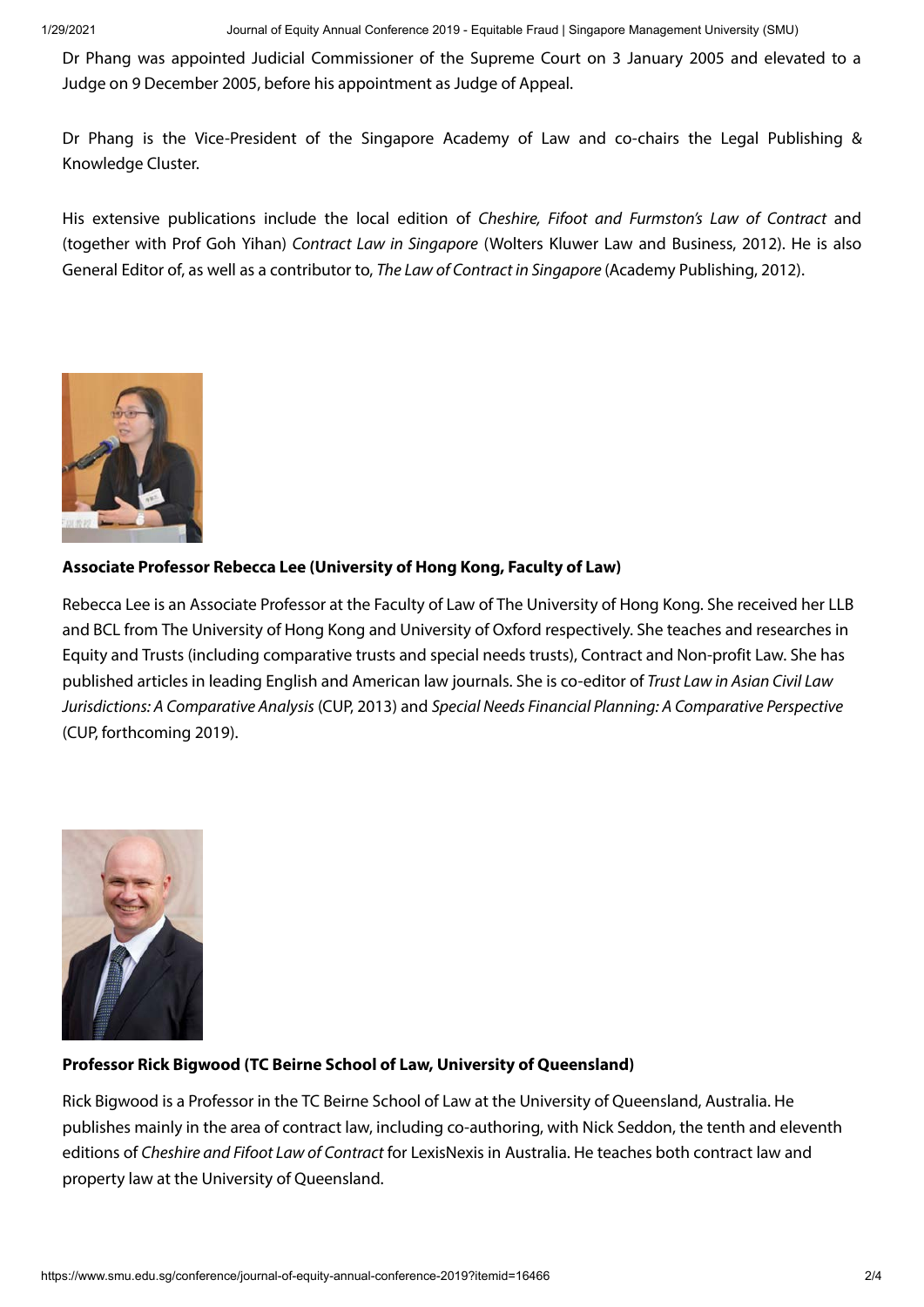Dr Phang was appointed Judicial Commissioner of the Supreme Court on 3 January 2005 and elevated to a Judge on 9 December 2005, before his appointment as Judge of Appeal.

Dr Phang is the Vice-President of the Singapore Academy of Law and co-chairs the Legal Publishing & Knowledge Cluster.

His extensive publications include the local edition of *Cheshire, Fifoot and Furmston's Law of Contract* and (together with Prof Goh Yihan) *Contract Law in Singapore* (Wolters Kluwer Law and Business, 2012). He is also General Editor of, as well as a contributor to, *The Law of Contract in Singapore* (Academy Publishing, 2012).

**Associate Professor Rebecca Lee (University of Hong Kong, Faculty of Law)**

Rebecca Lee is an Associate Professor at the Faculty of Law of The University of Hong Kong. She received her LLB and BCL from The University of Hong Kong and University of Oxford respectively. She teaches and researches in Equity and Trusts (including comparative trusts and special needs trusts), Contract and Non-profit Law. She has published articles in leading English and American law journals. She is co-editor of *Trust Law in Asian Civil Law Jurisdictions: A Comparative Analysis* (CUP, 2013) and *Special Needs Financial Planning: A Comparative Perspective* (CUP, forthcoming 2019).

**Professor Rick Bigwood (TC Beirne School of Law, University of Queensland)**

Rick Bigwood is a Professor in the TC Beirne School of Law at the University of Queensland, Australia. He publishes mainly in the area of contract law, including co-authoring, with Nick Seddon, the tenth and eleventh editions of *Cheshire and Fifoot Law of Contract* for LexisNexis in Australia. He teaches both contract law and property law at the University of Queensland.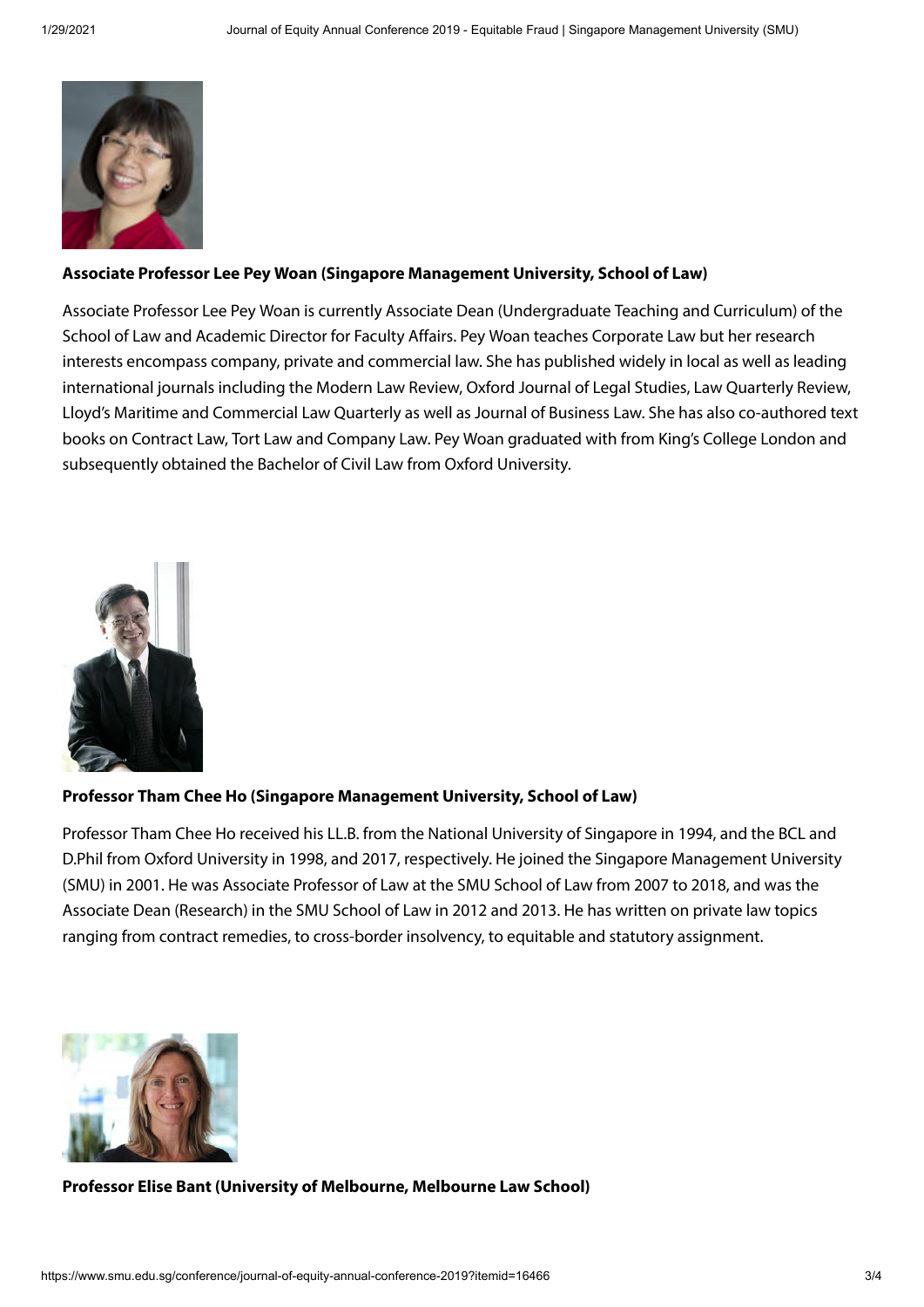**Associate Professor Lee Pey Woan (Singapore Management University, School of Law)**

Associate Professor Lee Pey Woan is currently Associate Dean (Undergraduate Teaching and Curriculum) of the School of Law and Academic Director for Faculty Affairs. Pey Woan teaches Corporate Law but her research interests encompass company, private and commercial law. She has published widely in local as well as leading international journals including the Modern Law Review, Oxford Journal of Legal Studies, Law Quarterly Review, Lloyd's Maritime and Commercial Law Quarterly as well as Journal of Business Law. She has also co-authored text books on Contract Law, Tort Law and Company Law. Pey Woan graduated with from King's College London and subsequently obtained the Bachelor of Civil Law from Oxford University.

**Professor Tham Chee Ho (Singapore Management University, School of Law)**

Professor Tham Chee Ho received his LL.B. from the National University of Singapore in 1994, and the BCL and D.Phil from Oxford University in 1998, and 2017, respectively. He joined the Singapore Management University (SMU) in 2001. He was Associate Professor of Law at the SMU School of Law from 2007 to 2018, and was the Associate Dean (Research) in the SMU School of Law in 2012 and 2013. He has written on private law topics ranging from contract remedies, to cross-border insolvency, to equitable and statutory assignment.

**Professor Elise Bant (University of Melbourne, Melbourne Law School)**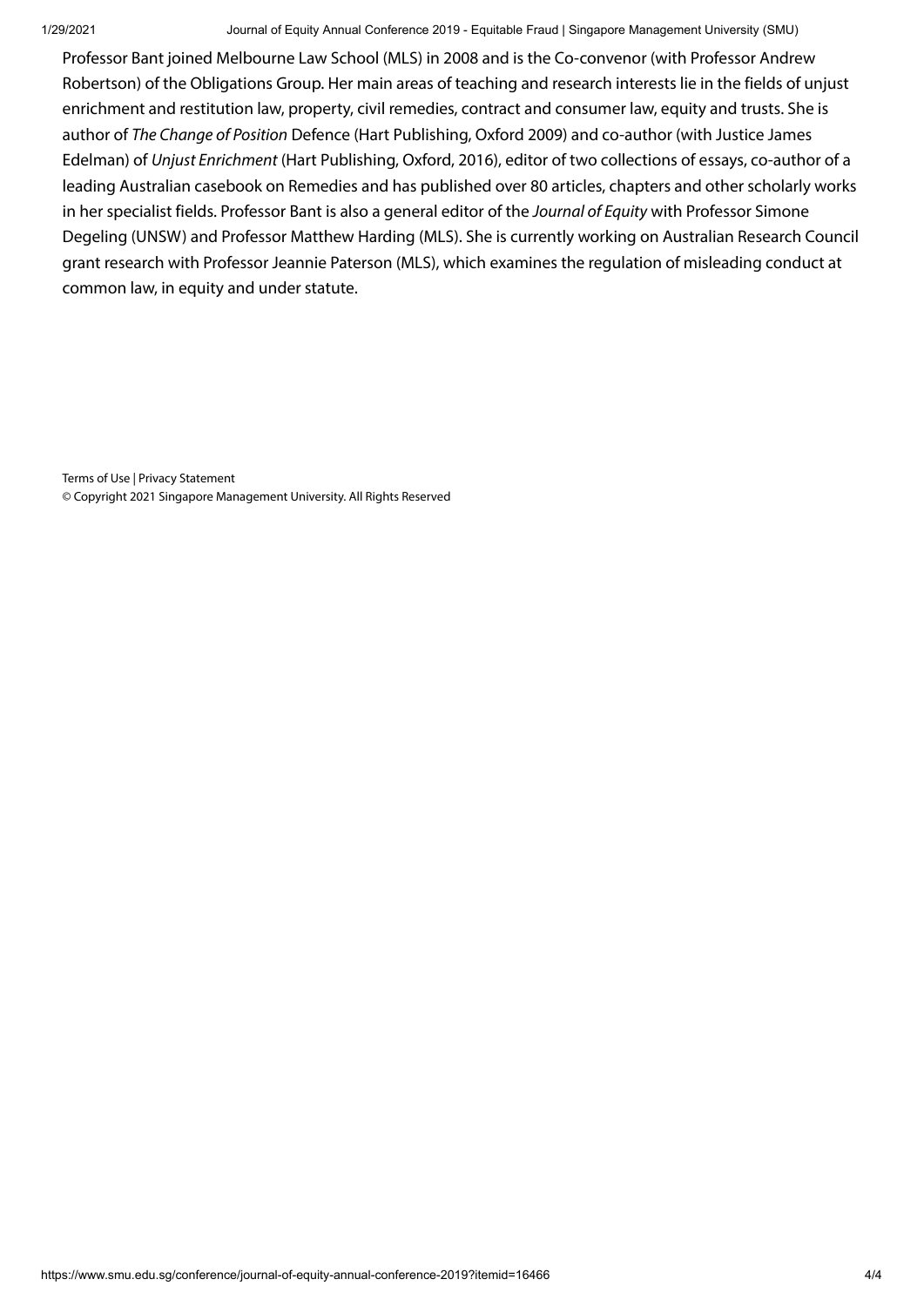Professor Bant joined Melbourne Law School (MLS) in 2008 and is the Co-convenor (with Professor Andrew Robertson) of the Obligations Group. Her main areas of teaching and research interests lie in the fields of unjust enrichment and restitution law, property, civil remedies, contract and consumer law, equity and trusts. She is author of *The Change of Position* Defence (Hart Publishing, Oxford 2009) and co-author (with Justice James Edelman) of *Unjust Enrichment* (Hart Publishing, Oxford, 2016), editor of two collections of essays, co-author of a leading Australian casebook on Remedies and has published over 80 articles, chapters and other scholarly works in her specialist fields. Professor Bant is also a general editor of the *Journal of Equity* with Professor Simone Degeling (UNSW) and Professor Matthew Harding (MLS). She is currently working on Australian Research Council grant research with Professor Jeannie Paterson (MLS), which examines the regulation of misleading conduct at common law, in equity and under statute.

Terms of Use | Privacy Statement
© Copyright 2021 Singapore Management University. All Rights Reserved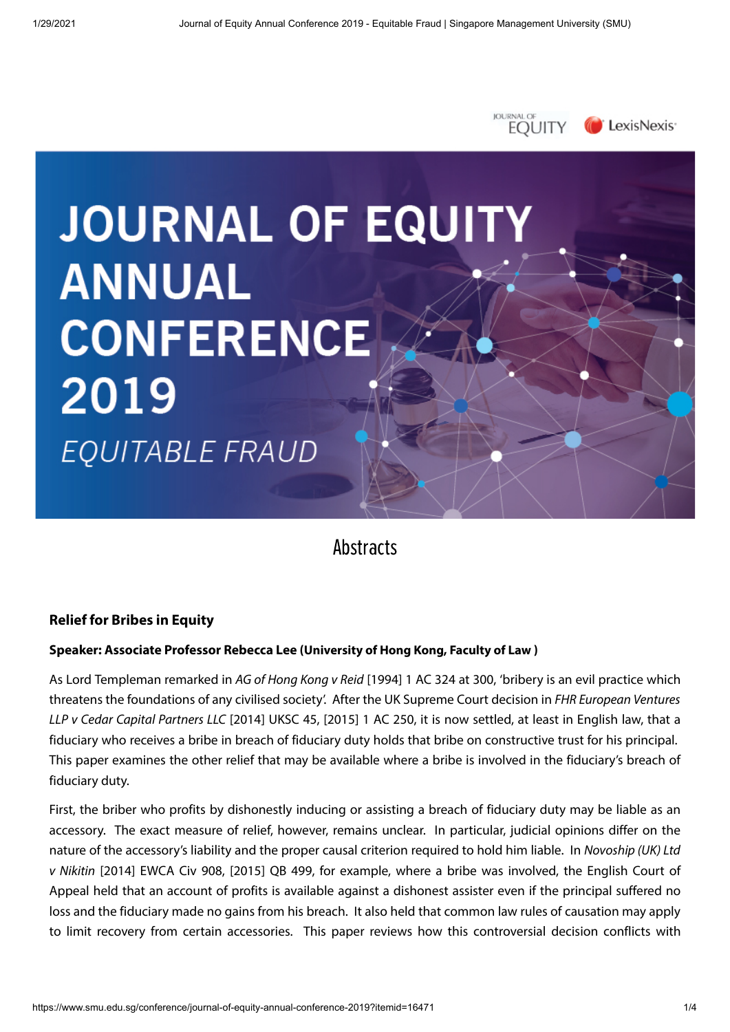# JOURNAL OF EQUITY ANNUAL CONFERENCE 2019

## *EQUITABLE FRAUD*

## Abstracts

### Relief for Bribes in Equity

**Speaker: Associate Professor Rebecca Lee (University of Hong Kong, Faculty of Law )**

As Lord Templeman remarked in *AG of Hong Kong v Reid* [1994] 1 AC 324 at 300, 'bribery is an evil practice which threatens the foundations of any civilised society'. After the UK Supreme Court decision in *FHR European Ventures LLP v Cedar Capital Partners LLC* [2014] UKSC 45, [2015] 1 AC 250, it is now settled, at least in English law, that a fiduciary who receives a bribe in breach of fiduciary duty holds that bribe on constructive trust for his principal. This paper examines the other relief that may be available where a bribe is involved in the fiduciary's breach of fiduciary duty.

First, the briber who profits by dishonestly inducing or assisting a breach of fiduciary duty may be liable as an accessory. The exact measure of relief, however, remains unclear. In particular, judicial opinions differ on the nature of the accessory's liability and the proper causal criterion required to hold him liable. In *Novoship (UK) Ltd v Nikitin* [2014] EWCA Civ 908, [2015] QB 499, for example, where a bribe was involved, the English Court of Appeal held that an account of profits is available against a dishonest assister even if the principal suffered no loss and the fiduciary made no gains from his breach. It also held that common law rules of causation may apply to limit recovery from certain accessories. This paper reviews how this controversial decision conflicts with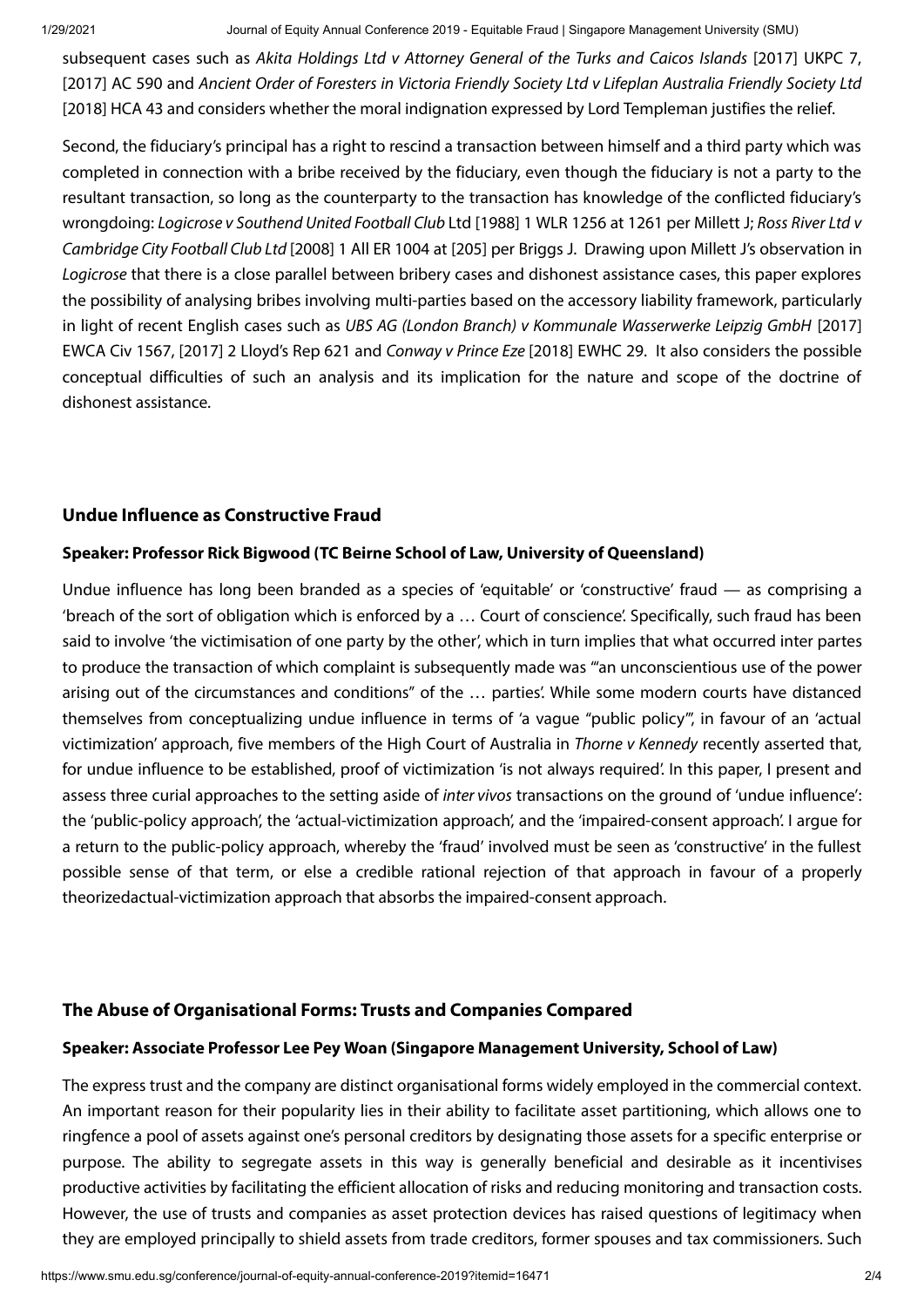subsequent cases such as *Akita Holdings Ltd v Attorney General of the Turks and Caicos Islands* [2017] UKPC 7, [2017] AC 590 and *Ancient Order of Foresters in Victoria Friendly Society Ltd v Lifeplan Australia Friendly Society Ltd* [2018] HCA 43 and considers whether the moral indignation expressed by Lord Templeman justifies the relief.

Second, the fiduciary's principal has a right to rescind a transaction between himself and a third party which was completed in connection with a bribe received by the fiduciary, even though the fiduciary is not a party to the resultant transaction, so long as the counterparty to the transaction has knowledge of the conflicted fiduciary's wrongdoing: *Logicrose v Southend United Football Club* Ltd [1988] 1 WLR 1256 at 1261 per Millett J; *Ross River Ltd v Cambridge City Football Club Ltd* [2008] 1 All ER 1004 at [205] per Briggs J. Drawing upon Millett J's observation in *Logicrose* that there is a close parallel between bribery cases and dishonest assistance cases, this paper explores the possibility of analysing bribes involving multi-parties based on the accessory liability framework, particularly in light of recent English cases such as *UBS AG (London Branch) v Kommunale Wasserwerke Leipzig GmbH* [2017] EWCA Civ 1567, [2017] 2 Lloyd's Rep 621 and *Conway v Prince Eze* [2018] EWHC 29. It also considers the possible conceptual difficulties of such an analysis and its implication for the nature and scope of the doctrine of dishonest assistance.

### Undue Influence as Constructive Fraud

#### Speaker: Professor Rick Bigwood (TC Beirne School of Law, University of Queensland)

Undue influence has long been branded as a species of 'equitable' or 'constructive' fraud — as comprising a 'breach of the sort of obligation which is enforced by a … Court of conscience'. Specifically, such fraud has been said to involve 'the victimisation of one party by the other', which in turn implies that what occurred inter partes to produce the transaction of which complaint is subsequently made was '"an unconscientious use of the power arising out of the circumstances and conditions" of the … parties'. While some modern courts have distanced themselves from conceptualizing undue influence in terms of 'a vague "public policy"', in favour of an 'actual victimization' approach, five members of the High Court of Australia in *Thorne v Kennedy* recently asserted that, for undue influence to be established, proof of victimization 'is not always required'. In this paper, I present and assess three curial approaches to the setting aside of *inter vivos* transactions on the ground of 'undue influence': the 'public-policy approach', the 'actual-victimization approach', and the 'impaired-consent approach'. I argue for a return to the public-policy approach, whereby the 'fraud' involved must be seen as 'constructive' in the fullest possible sense of that term, or else a credible rational rejection of that approach in favour of a properly theorizedactual-victimization approach that absorbs the impaired-consent approach.

### The Abuse of Organisational Forms: Trusts and Companies Compared

#### Speaker: Associate Professor Lee Pey Woan (Singapore Management University, School of Law)

The express trust and the company are distinct organisational forms widely employed in the commercial context. An important reason for their popularity lies in their ability to facilitate asset partitioning, which allows one to ringfence a pool of assets against one's personal creditors by designating those assets for a specific enterprise or purpose. The ability to segregate assets in this way is generally beneficial and desirable as it incentivises productive activities by facilitating the efficient allocation of risks and reducing monitoring and transaction costs. However, the use of trusts and companies as asset protection devices has raised questions of legitimacy when they are employed principally to shield assets from trade creditors, former spouses and tax commissioners. Such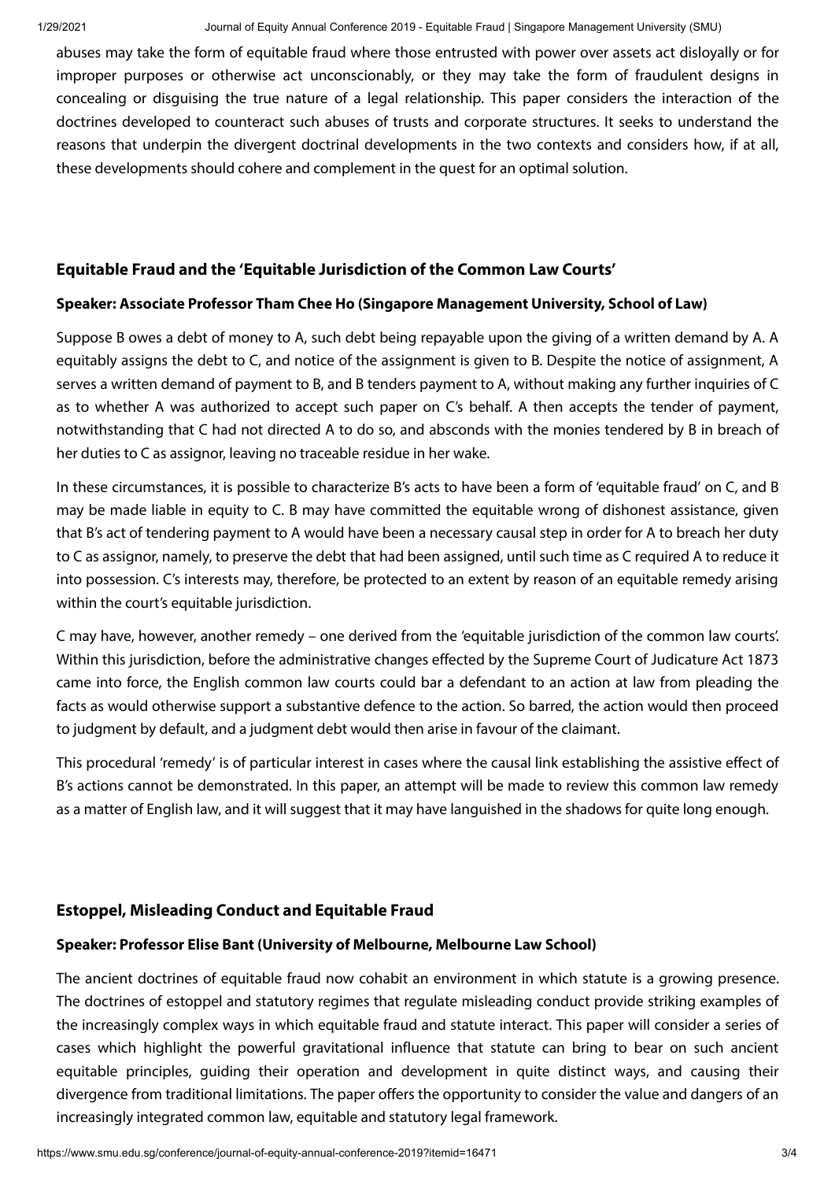abuses may take the form of equitable fraud where those entrusted with power over assets act disloyally or for improper purposes or otherwise act unconscionably, or they may take the form of fraudulent designs in concealing or disguising the true nature of a legal relationship. This paper considers the interaction of the doctrines developed to counteract such abuses of trusts and corporate structures. It seeks to understand the reasons that underpin the divergent doctrinal developments in the two contexts and considers how, if at all, these developments should cohere and complement in the quest for an optimal solution.

### Equitable Fraud and the 'Equitable Jurisdiction of the Common Law Courts'

#### Speaker: Associate Professor Tham Chee Ho (Singapore Management University, School of Law)

Suppose B owes a debt of money to A, such debt being repayable upon the giving of a written demand by A. A equitably assigns the debt to C, and notice of the assignment is given to B. Despite the notice of assignment, A serves a written demand of payment to B, and B tenders payment to A, without making any further inquiries of C as to whether A was authorized to accept such paper on C's behalf. A then accepts the tender of payment, notwithstanding that C had not directed A to do so, and absconds with the monies tendered by B in breach of her duties to C as assignor, leaving no traceable residue in her wake.

In these circumstances, it is possible to characterize B's acts to have been a form of 'equitable fraud' on C, and B may be made liable in equity to C. B may have committed the equitable wrong of dishonest assistance, given that B's act of tendering payment to A would have been a necessary causal step in order for A to breach her duty to C as assignor, namely, to preserve the debt that had been assigned, until such time as C required A to reduce it into possession. C's interests may, therefore, be protected to an extent by reason of an equitable remedy arising within the court's equitable jurisdiction.

C may have, however, another remedy – one derived from the 'equitable jurisdiction of the common law courts'. Within this jurisdiction, before the administrative changes effected by the Supreme Court of Judicature Act 1873 came into force, the English common law courts could bar a defendant to an action at law from pleading the facts as would otherwise support a substantive defence to the action. So barred, the action would then proceed to judgment by default, and a judgment debt would then arise in favour of the claimant.

This procedural 'remedy' is of particular interest in cases where the causal link establishing the assistive effect of B's actions cannot be demonstrated. In this paper, an attempt will be made to review this common law remedy as a matter of English law, and it will suggest that it may have languished in the shadows for quite long enough.

### Estoppel, Misleading Conduct and Equitable Fraud

#### Speaker: Professor Elise Bant (University of Melbourne, Melbourne Law School)

The ancient doctrines of equitable fraud now cohabit an environment in which statute is a growing presence. The doctrines of estoppel and statutory regimes that regulate misleading conduct provide striking examples of the increasingly complex ways in which equitable fraud and statute interact. This paper will consider a series of cases which highlight the powerful gravitational influence that statute can bring to bear on such ancient equitable principles, guiding their operation and development in quite distinct ways, and causing their divergence from traditional limitations. The paper offers the opportunity to consider the value and dangers of an increasingly integrated common law, equitable and statutory legal framework.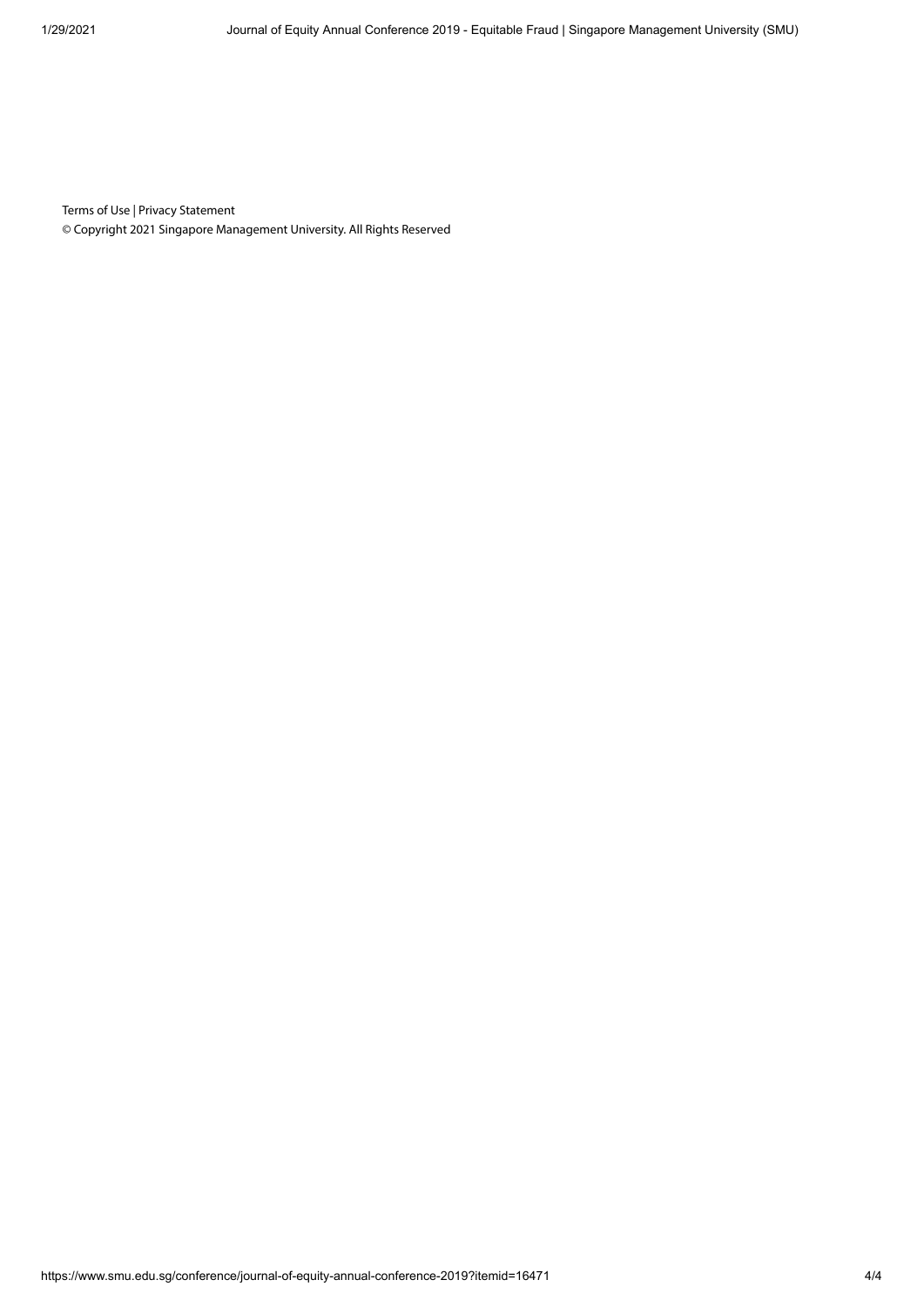Terms of Use | Privacy Statement

© Copyright 2021 Singapore Management University. All Rights Reserved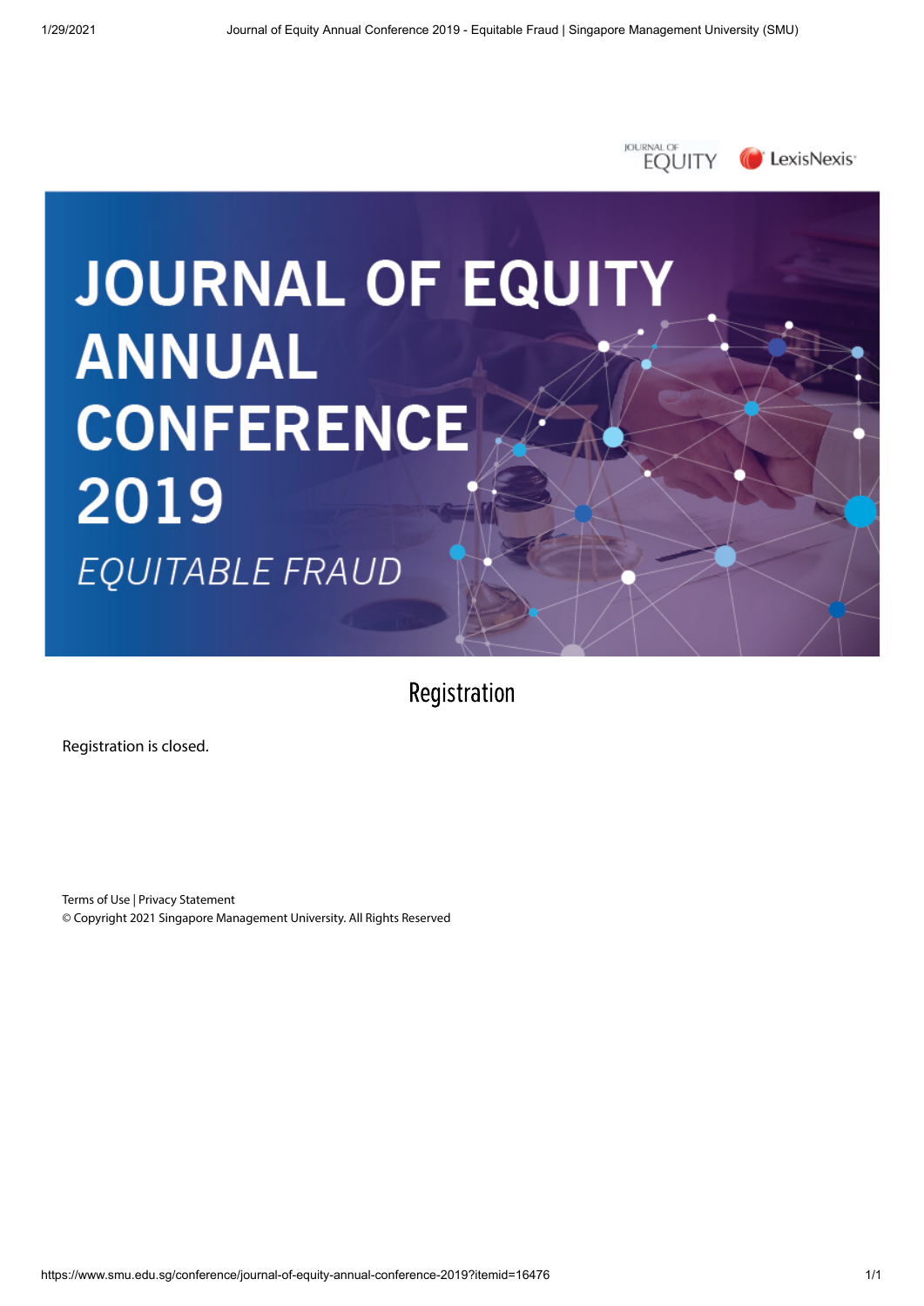JOURNAL OF EQUITY

LexisNexis

# JOURNAL OF EQUITY ANNUAL CONFERENCE 2019

*EQUITABLE FRAUD*

## Registration

Registration is closed.

Terms of Use | Privacy Statement

© Copyright 2021 Singapore Management University. All Rights Reserved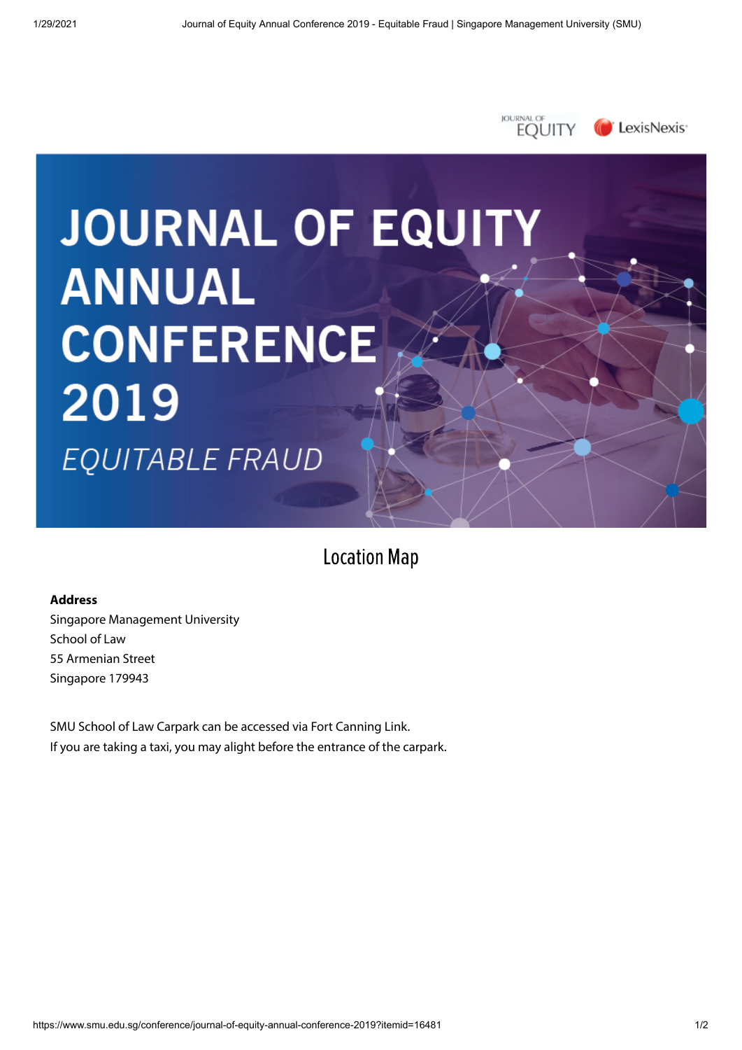# JOURNAL OF EQUITY ANNUAL CONFERENCE 2019

*EQUITABLE FRAUD*

## Location Map

**Address**
Singapore Management University
School of Law
55 Armenian Street
Singapore 179943

SMU School of Law Carpark can be accessed via Fort Canning Link.
If you are taking a taxi, you may alight before the entrance of the carpark.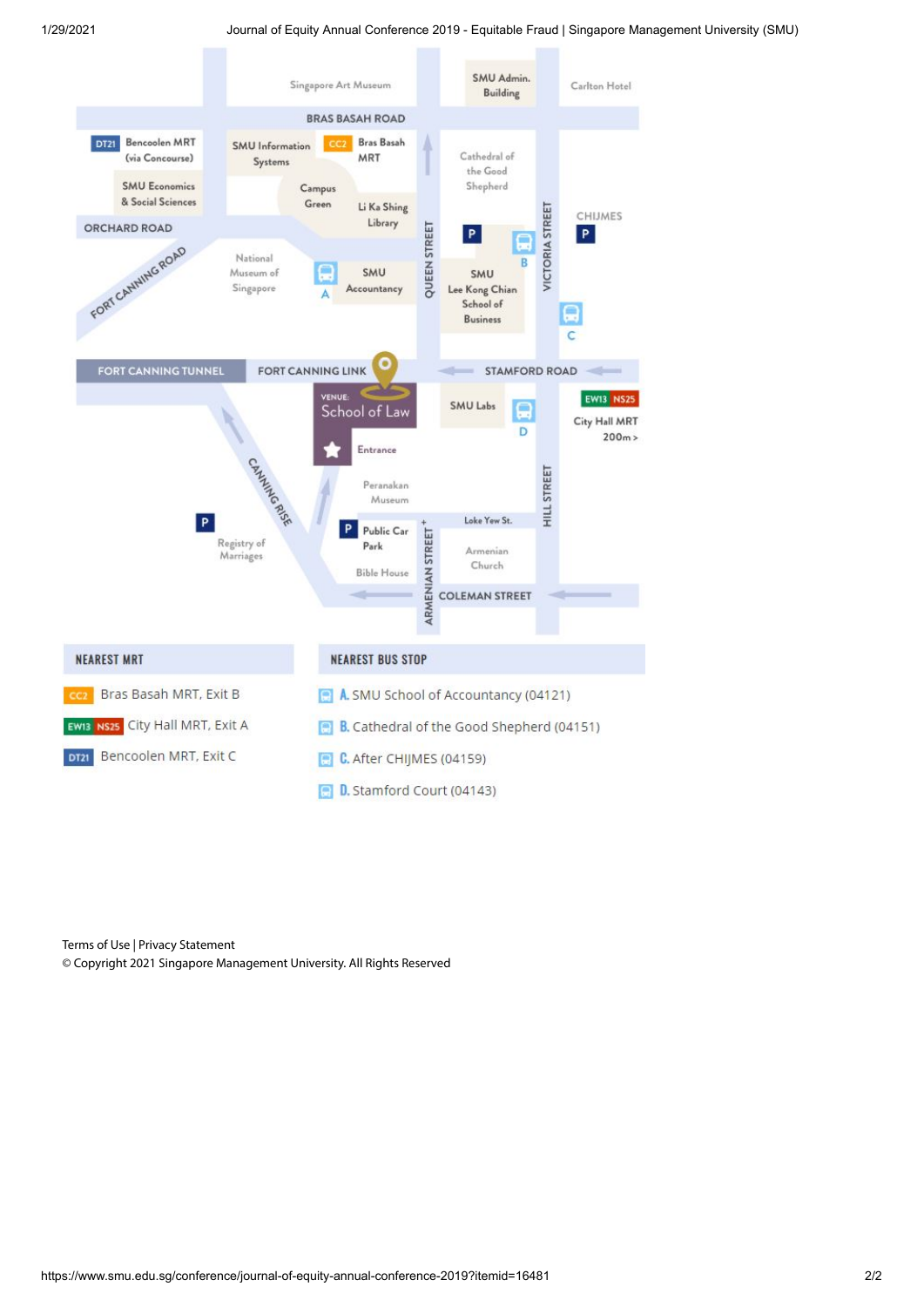**NEAREST MRT**

- CC2 Bras Basah MRT, Exit B
- EW13 NS25 City Hall MRT, Exit A
- DT21 Bencoolen MRT, Exit C

**NEAREST BUS STOP**

- A. SMU School of Accountancy (04121)
- B. Cathedral of the Good Shepherd (04151)
- C. After CHIJMES (04159)
- D. Stamford Court (04143)

Terms of Use | Privacy Statement

© Copyright 2021 Singapore Management University. All Rights Reserved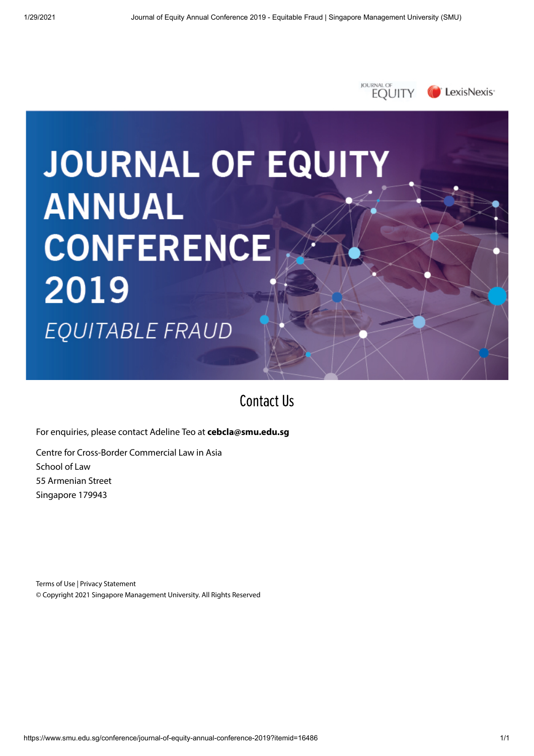# JOURNAL OF EQUITY ANNUAL CONFERENCE 2019

*EQUITABLE FRAUD*

## Contact Us

For enquiries, please contact Adeline Teo at **cebcla@smu.edu.sg**

Centre for Cross-Border Commercial Law in Asia
School of Law
55 Armenian Street
Singapore 179943

Terms of Use | Privacy Statement
© Copyright 2021 Singapore Management University. All Rights Reserved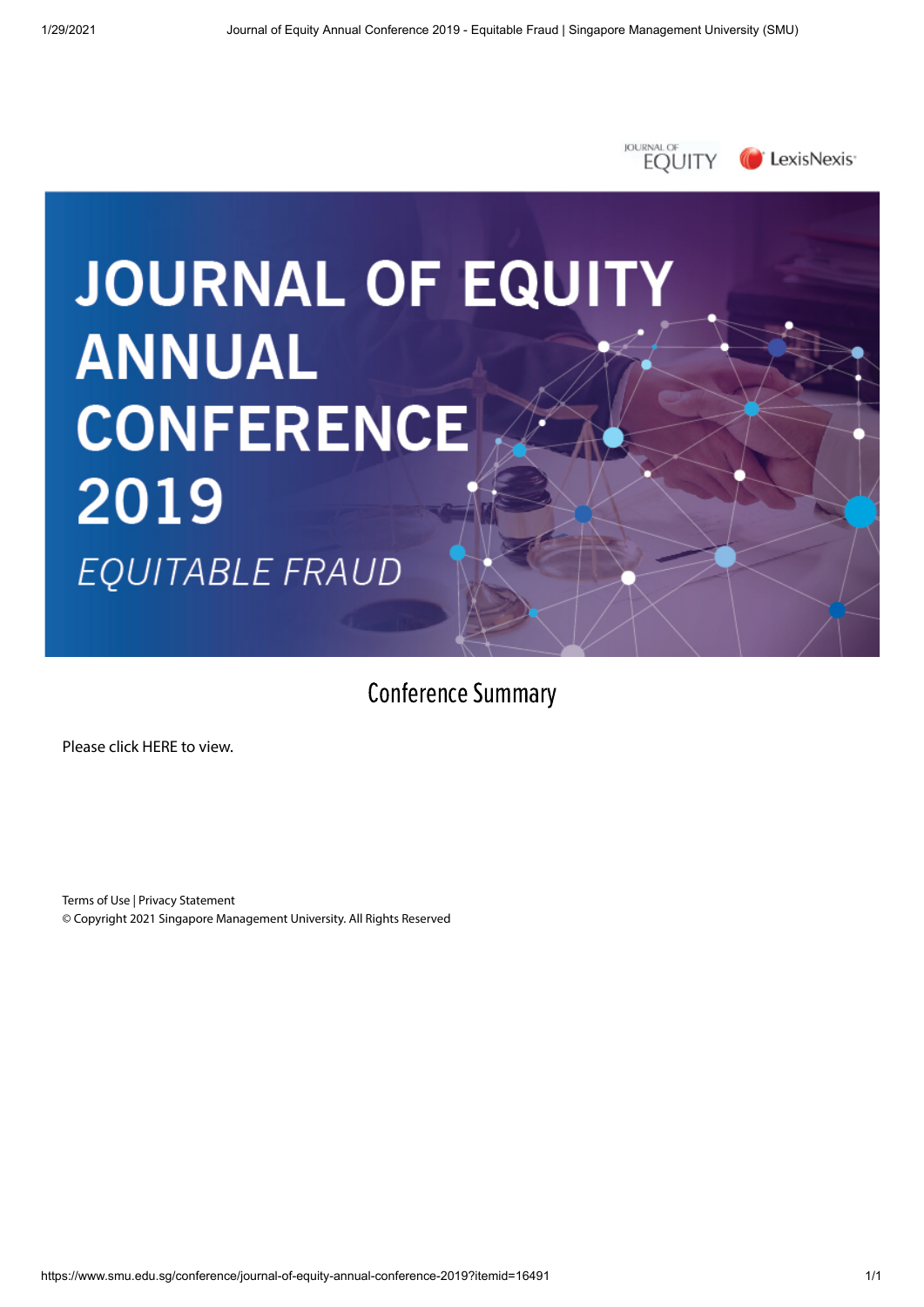JOURNAL OF EQUITY

LexisNexis

# JOURNAL OF EQUITY ANNUAL CONFERENCE 2019

*EQUITABLE FRAUD*

## Conference Summary

Please click HERE to view.

Terms of Use | Privacy Statement

© Copyright 2021 Singapore Management University. All Rights Reserved